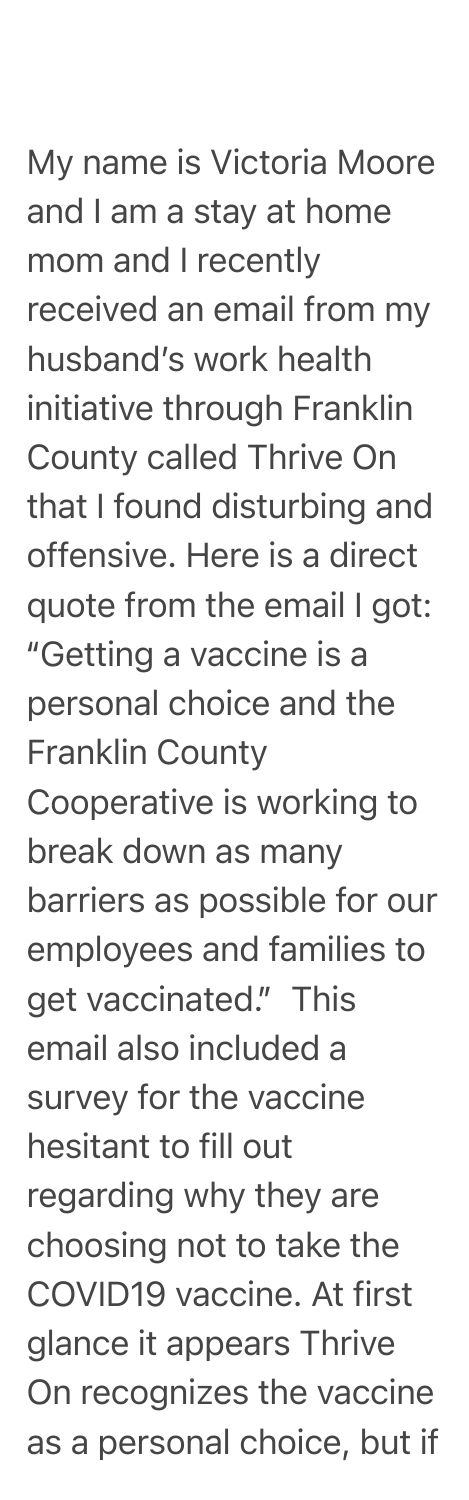My name is Victoria Moore and I am a stay at home mom and I recently received an email from my husband's work health initiative through Franklin County called Thrive On that I found disturbing and offensive. Here is a direct quote from the email I got: "Getting a vaccine is a personal choice and the Franklin County Cooperative is working to break down as many barriers as possible for our employees and families to get vaccinated." This email also included a survey for the vaccine hesitant to fill out regarding why they are choosing not to take the COVID19 vaccine. At first glance it appears Thrive On recognizes the vaccine as a personal choice, but if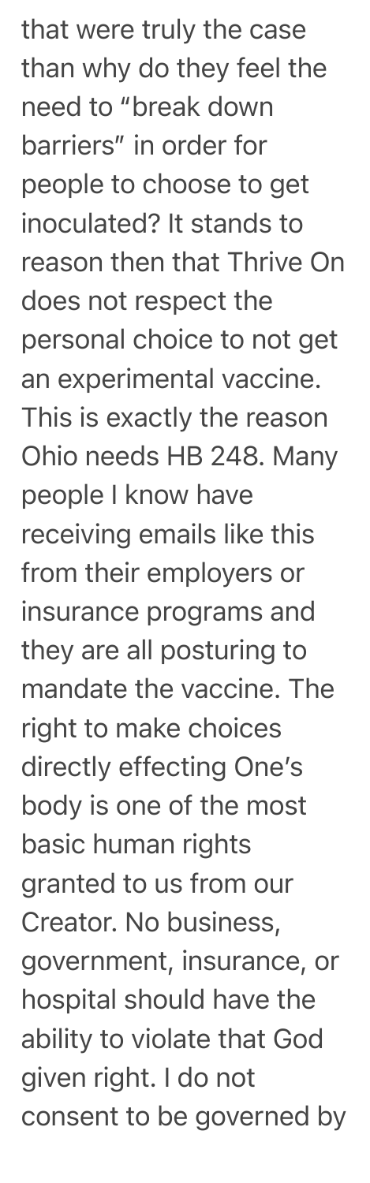that were truly the case than why do they feel the need to "break down barriers" in order for people to choose to get inoculated? It stands to reason then that Thrive On does not respect the personal choice to not get an experimental vaccine. This is exactly the reason Ohio needs HB 248. Many people I know have receiving emails like this from their employers or insurance programs and they are all posturing to mandate the vaccine. The right to make choices directly effecting One's body is one of the most basic human rights granted to us from our Creator. No business, government, insurance, or hospital should have the ability to violate that God given right. I do not consent to be governed by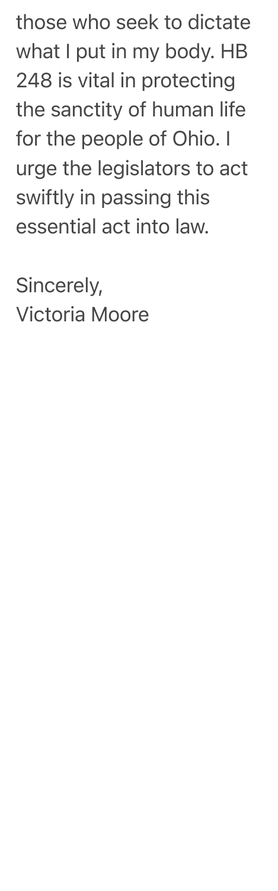those who seek to dictate what I put in my body. HB 248 is vital in protecting the sanctity of human life for the people of Ohio. I urge the legislators to act swiftly in passing this essential act into law.

Sincerely,
Victoria Moore